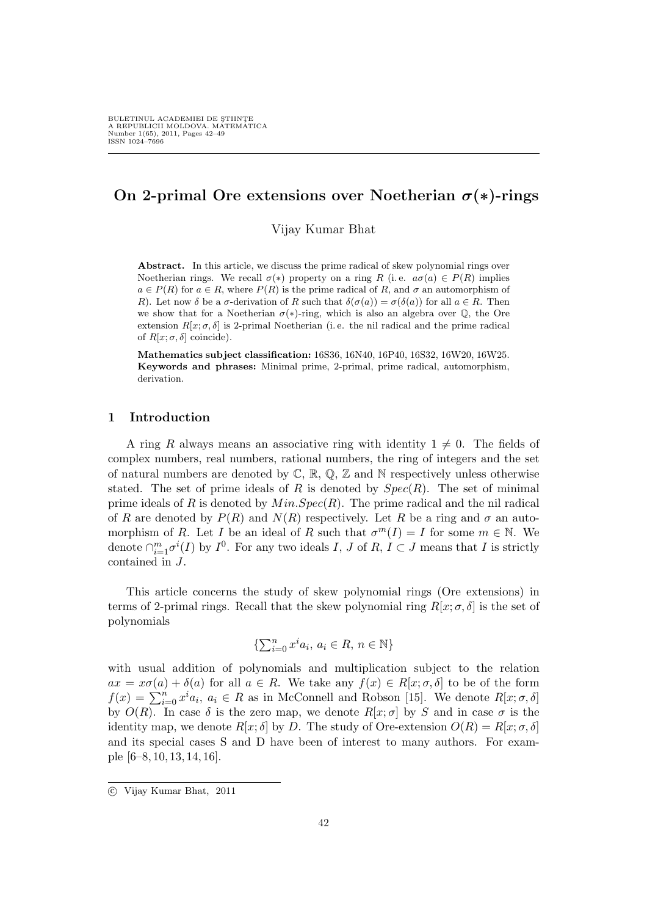# On 2-primal Ore extensions over Noetherian $\sigma(*)$-rings

Vijay Kumar Bhat

**Abstract.** In this article, we discuss the prime radical of skew polynomial rings over Noetherian rings. We recall $\sigma(*)$ property on a ring $R$ (i. e. $a\sigma(a) \in P(R)$ implies $a \in P(R)$ for $a \in R$, where $P(R)$ is the prime radical of $R$, and $\sigma$ an automorphism of $R$). Let now $\delta$ be a $\sigma$-derivation of $R$ such that $\delta(\sigma(a)) = \sigma(\delta(a))$ for all $a \in R$. Then we show that for a Noetherian $\sigma(*)$-ring, which is also an algebra over $\mathbb{Q}$, the Ore extension $R[x; \sigma, \delta]$ is 2-primal Noetherian (i. e. the nil radical and the prime radical of $R[x; \sigma, \delta]$ coincide).

**Mathematics subject classification:** 16S36, 16N40, 16P40, 16S32, 16W20, 16W25.

**Keywords and phrases:** Minimal prime, 2-primal, prime radical, automorphism, derivation.

## 1 Introduction

A ring $R$ always means an associative ring with identity $1 \neq 0$. The fields of complex numbers, real numbers, rational numbers, the ring of integers and the set of natural numbers are denoted by $\mathbb{C}$, $\mathbb{R}$, $\mathbb{Q}$, $\mathbb{Z}$ and $\mathbb{N}$ respectively unless otherwise stated. The set of prime ideals of $R$ is denoted by $Spec(R)$. The set of minimal prime ideals of $R$ is denoted by $Min.Spec(R)$. The prime radical and the nil radical of $R$ are denoted by $P(R)$ and $N(R)$ respectively. Let $R$ be a ring and $\sigma$ an automorphism of $R$. Let $I$ be an ideal of $R$ such that $\sigma^m(I) = I$ for some $m \in \mathbb{N}$. We denote $\cap_{i=1}^{m}\sigma^i(I)$ by $I^0$. For any two ideals $I$, $J$ of $R$, $I \subset J$ means that $I$ is strictly contained in $J$.

This article concerns the study of skew polynomial rings (Ore extensions) in terms of 2-primal rings. Recall that the skew polynomial ring $R[x; \sigma, \delta]$ is the set of polynomials

$$\{\sum_{i=0}^{n} x^i a_i,\ a_i \in R,\ n \in \mathbb{N}\}$$

with usual addition of polynomials and multiplication subject to the relation $ax = x\sigma(a) + \delta(a)$ for all $a \in R$. We take any $f(x) \in R[x; \sigma, \delta]$ to be of the form $f(x) = \sum_{i=0}^{n} x^i a_i$, $a_i \in R$ as in McConnell and Robson [15]. We denote $R[x; \sigma, \delta]$ by $O(R)$. In case $\delta$ is the zero map, we denote $R[x; \sigma]$ by $S$ and in case $\sigma$ is the identity map, we denote $R[x; \delta]$ by $D$. The study of Ore-extension $O(R) = R[x; \sigma, \delta]$ and its special cases S and D have been of interest to many authors. For example [6–8, 10, 13, 14, 16].

© Vijay Kumar Bhat, 2011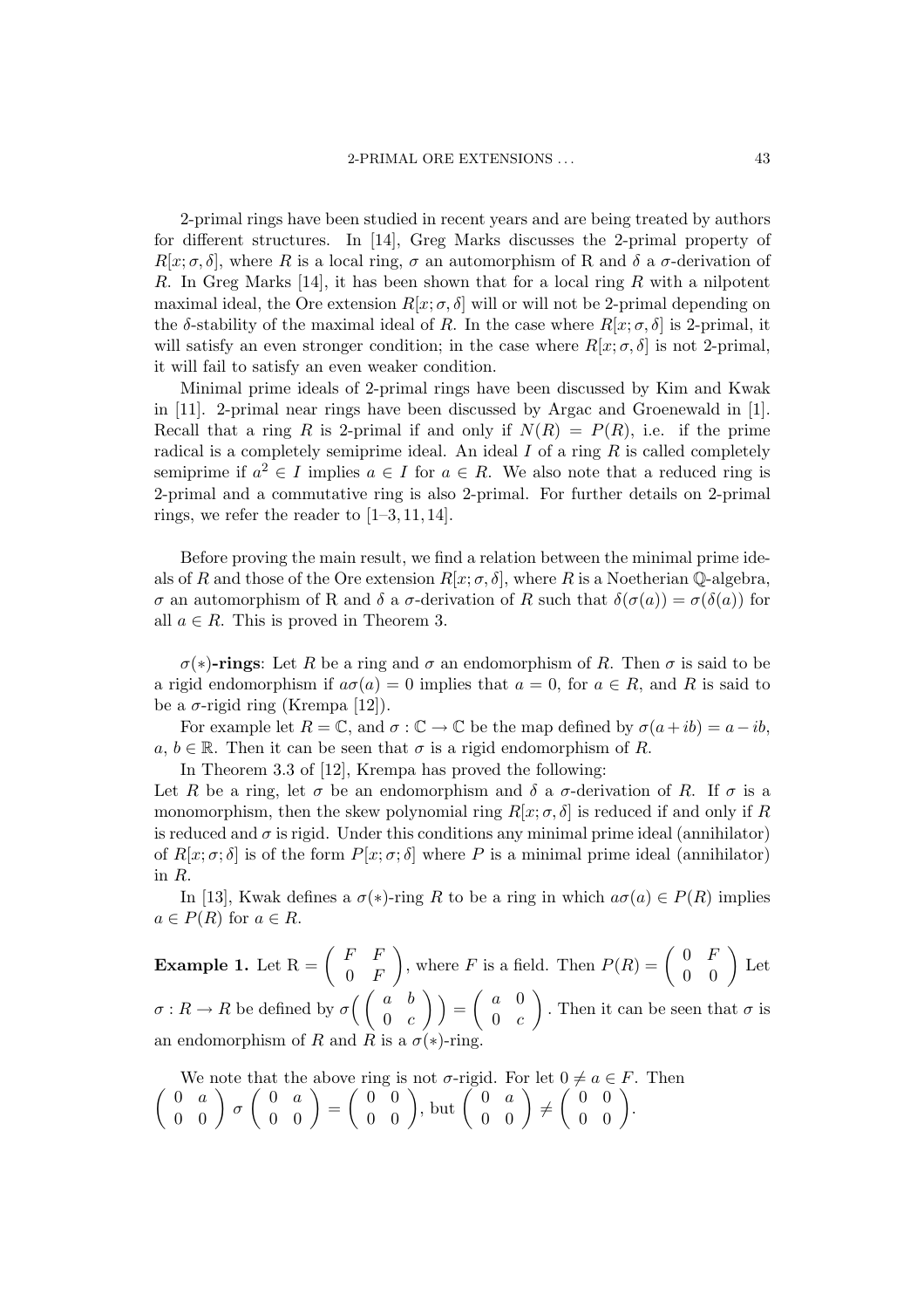2-primal rings have been studied in recent years and are being treated by authors for different structures. In [14], Greg Marks discusses the 2-primal property of $R[x;\sigma,\delta]$, where $R$ is a local ring, $\sigma$ an automorphism of R and $\delta$ a $\sigma$-derivation of $R$. In Greg Marks [14], it has been shown that for a local ring $R$ with a nilpotent maximal ideal, the Ore extension $R[x;\sigma,\delta]$ will or will not be 2-primal depending on the $\delta$-stability of the maximal ideal of $R$. In the case where $R[x;\sigma,\delta]$ is 2-primal, it will satisfy an even stronger condition; in the case where $R[x;\sigma,\delta]$ is not 2-primal, it will fail to satisfy an even weaker condition.

Minimal prime ideals of 2-primal rings have been discussed by Kim and Kwak in [11]. 2-primal near rings have been discussed by Argac and Groenewald in [1]. Recall that a ring $R$ is 2-primal if and only if $N(R) = P(R)$, i.e. if the prime radical is a completely semiprime ideal. An ideal $I$ of a ring $R$ is called completely semiprime if $a^2 \in I$ implies $a \in I$ for $a \in R$. We also note that a reduced ring is 2-primal and a commutative ring is also 2-primal. For further details on 2-primal rings, we refer the reader to [1–3, 11, 14].

Before proving the main result, we find a relation between the minimal prime ideals of $R$ and those of the Ore extension $R[x;\sigma,\delta]$, where $R$ is a Noetherian $\mathbb{Q}$-algebra, $\sigma$ an automorphism of R and $\delta$ a $\sigma$-derivation of $R$ such that $\delta(\sigma(a)) = \sigma(\delta(a))$ for all $a \in R$. This is proved in Theorem 3.

**$\sigma(*)$-rings**: Let $R$ be a ring and $\sigma$ an endomorphism of $R$. Then $\sigma$ is said to be a rigid endomorphism if $a\sigma(a) = 0$ implies that $a = 0$, for $a \in R$, and $R$ is said to be a $\sigma$-rigid ring (Krempa [12]).

For example let $R = \mathbb{C}$, and $\sigma : \mathbb{C} \to \mathbb{C}$ be the map defined by $\sigma(a + ib) = a - ib$, $a, b \in \mathbb{R}$. Then it can be seen that $\sigma$ is a rigid endomorphism of $R$.

In Theorem 3.3 of [12], Krempa has proved the following:
Let $R$ be a ring, let $\sigma$ be an endomorphism and $\delta$ a $\sigma$-derivation of $R$. If $\sigma$ is a monomorphism, then the skew polynomial ring $R[x;\sigma,\delta]$ is reduced if and only if $R$ is reduced and $\sigma$ is rigid. Under this conditions any minimal prime ideal (annihilator) of $R[x;\sigma;\delta]$ is of the form $P[x;\sigma;\delta]$ where $P$ is a minimal prime ideal (annihilator) in $R$.

In [13], Kwak defines a $\sigma(*)$-ring $R$ to be a ring in which $a\sigma(a) \in P(R)$ implies $a \in P(R)$ for $a \in R$.

**Example 1.** Let R $= \begin{pmatrix} F & F \\ 0 & F \end{pmatrix}$, where $F$ is a field. Then $P(R) = \begin{pmatrix} 0 & F \\ 0 & 0 \end{pmatrix}$ Let $\sigma : R \to R$ be defined by $\sigma\Big(\begin{pmatrix} a & b \\ 0 & c \end{pmatrix}\Big) = \begin{pmatrix} a & 0 \\ 0 & c \end{pmatrix}$. Then it can be seen that $\sigma$ is an endomorphism of $R$ and $R$ is a $\sigma(*)$-ring.

We note that the above ring is not $\sigma$-rigid. For let $0 \neq a \in F$. Then $\begin{pmatrix} 0 & a \\ 0 & 0 \end{pmatrix} \sigma \begin{pmatrix} 0 & a \\ 0 & 0 \end{pmatrix} = \begin{pmatrix} 0 & 0 \\ 0 & 0 \end{pmatrix}$, but $\begin{pmatrix} 0 & a \\ 0 & 0 \end{pmatrix} \neq \begin{pmatrix} 0 & 0 \\ 0 & 0 \end{pmatrix}$.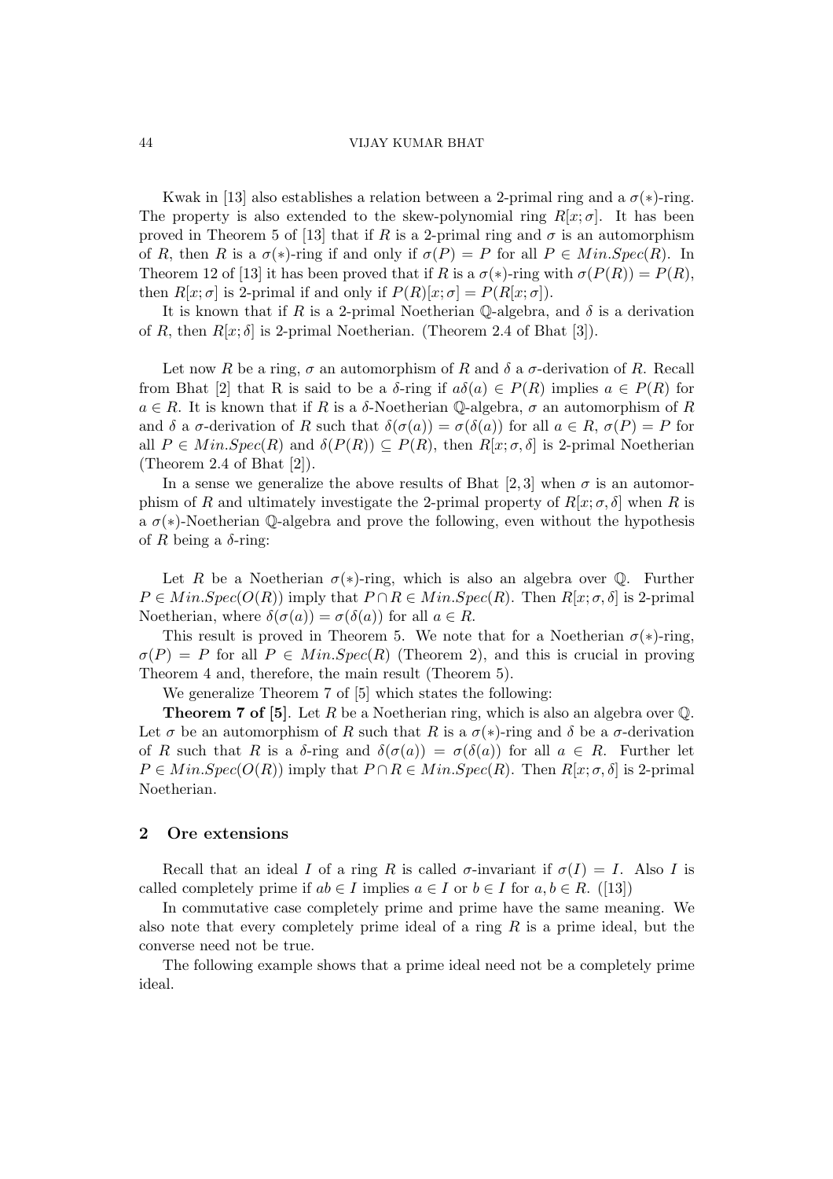Kwak in [13] also establishes a relation between a 2-primal ring and a $\sigma(*)$-ring. The property is also extended to the skew-polynomial ring $R[x;\sigma]$. It has been proved in Theorem 5 of [13] that if $R$ is a 2-primal ring and $\sigma$ is an automorphism of $R$, then $R$ is a $\sigma(*)$-ring if and only if $\sigma(P) = P$ for all $P \in Min.Spec(R)$. In Theorem 12 of [13] it has been proved that if $R$ is a $\sigma(*)$-ring with $\sigma(P(R)) = P(R)$, then $R[x;\sigma]$ is 2-primal if and only if $P(R)[x;\sigma] = P(R[x;\sigma])$.

It is known that if $R$ is a 2-primal Noetherian $\mathbb{Q}$-algebra, and $\delta$ is a derivation of $R$, then $R[x;\delta]$ is 2-primal Noetherian. (Theorem 2.4 of Bhat [3]).

Let now $R$ be a ring, $\sigma$ an automorphism of $R$ and $\delta$ a $\sigma$-derivation of $R$. Recall from Bhat [2] that R is said to be a $\delta$-ring if $a\delta(a) \in P(R)$ implies $a \in P(R)$ for $a \in R$. It is known that if $R$ is a $\delta$-Noetherian $\mathbb{Q}$-algebra, $\sigma$ an automorphism of $R$ and $\delta$ a $\sigma$-derivation of $R$ such that $\delta(\sigma(a)) = \sigma(\delta(a))$ for all $a \in R$, $\sigma(P) = P$ for all $P \in Min.Spec(R)$ and $\delta(P(R)) \subseteq P(R)$, then $R[x;\sigma,\delta]$ is 2-primal Noetherian (Theorem 2.4 of Bhat [2]).

In a sense we generalize the above results of Bhat [2, 3] when $\sigma$ is an automorphism of $R$ and ultimately investigate the 2-primal property of $R[x;\sigma,\delta]$ when $R$ is a $\sigma(*)$-Noetherian $\mathbb{Q}$-algebra and prove the following, even without the hypothesis of $R$ being a $\delta$-ring:

Let $R$ be a Noetherian $\sigma(*)$-ring, which is also an algebra over $\mathbb{Q}$. Further $P \in Min.Spec(O(R))$ imply that $P \cap R \in Min.Spec(R)$. Then $R[x;\sigma,\delta]$ is 2-primal Noetherian, where $\delta(\sigma(a)) = \sigma(\delta(a))$ for all $a \in R$.

This result is proved in Theorem 5. We note that for a Noetherian $\sigma(*)$-ring, $\sigma(P) = P$ for all $P \in Min.Spec(R)$ (Theorem 2), and this is crucial in proving Theorem 4 and, therefore, the main result (Theorem 5).

We generalize Theorem 7 of [5] which states the following:

**Theorem 7 of [5]**. Let $R$ be a Noetherian ring, which is also an algebra over $\mathbb{Q}$. Let $\sigma$ be an automorphism of $R$ such that $R$ is a $\sigma(*)$-ring and $\delta$ be a $\sigma$-derivation of $R$ such that $R$ is a $\delta$-ring and $\delta(\sigma(a)) = \sigma(\delta(a))$ for all $a \in R$. Further let $P \in Min.Spec(O(R))$ imply that $P \cap R \in Min.Spec(R)$. Then $R[x;\sigma,\delta]$ is 2-primal Noetherian.

## 2 Ore extensions

Recall that an ideal $I$ of a ring $R$ is called $\sigma$-invariant if $\sigma(I) = I$. Also $I$ is called completely prime if $ab \in I$ implies $a \in I$ or $b \in I$ for $a, b \in R$. ([13])

In commutative case completely prime and prime have the same meaning. We also note that every completely prime ideal of a ring $R$ is a prime ideal, but the converse need not be true.

The following example shows that a prime ideal need not be a completely prime ideal.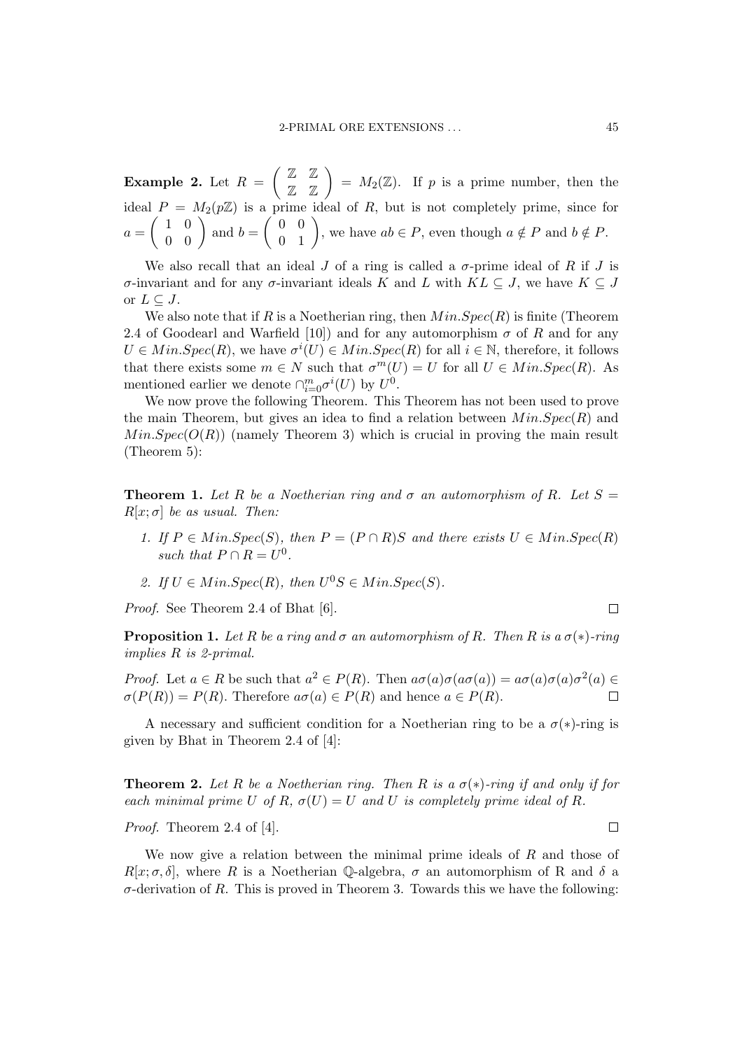**Example 2.** Let $R = \begin{pmatrix} \mathbb{Z} & \mathbb{Z} \\ \mathbb{Z} & \mathbb{Z} \end{pmatrix} = M_2(\mathbb{Z})$. If $p$ is a prime number, then the ideal $P = M_2(p\mathbb{Z})$ is a prime ideal of $R$, but is not completely prime, since for $a = \begin{pmatrix} 1 & 0 \\ 0 & 0 \end{pmatrix}$ and $b = \begin{pmatrix} 0 & 0 \\ 0 & 1 \end{pmatrix}$, we have $ab \in P$, even though $a \notin P$ and $b \notin P$.

We also recall that an ideal $J$ of a ring is called a $\sigma$-prime ideal of $R$ if $J$ is $\sigma$-invariant and for any $\sigma$-invariant ideals $K$ and $L$ with $KL \subseteq J$, we have $K \subseteq J$ or $L \subseteq J$.

We also note that if $R$ is a Noetherian ring, then $Min.Spec(R)$ is finite (Theorem 2.4 of Goodearl and Warfield [10]) and for any automorphism $\sigma$ of $R$ and for any $U \in Min.Spec(R)$, we have $\sigma^i(U) \in Min.Spec(R)$ for all $i \in \mathbb{N}$, therefore, it follows that there exists some $m \in N$ such that $\sigma^m(U) = U$ for all $U \in Min.Spec(R)$. As mentioned earlier we denote $\cap_{i=0}^{m}\sigma^i(U)$ by $U^0$.

We now prove the following Theorem. This Theorem has not been used to prove the main Theorem, but gives an idea to find a relation between $Min.Spec(R)$ and $Min.Spec(O(R))$ (namely Theorem 3) which is crucial in proving the main result (Theorem 5):

**Theorem 1.** *Let $R$ be a Noetherian ring and $\sigma$ an automorphism of $R$. Let $S = R[x; \sigma]$ be as usual. Then:*

1. *If $P \in Min.Spec(S)$, then $P = (P \cap R)S$ and there exists $U \in Min.Spec(R)$ such that $P \cap R = U^0$.*
2. *If $U \in Min.Spec(R)$, then $U^0S \in Min.Spec(S)$.*

*Proof.* See Theorem 2.4 of Bhat [6]. $\square$

**Proposition 1.** *Let $R$ be a ring and $\sigma$ an automorphism of $R$. Then $R$ is a $\sigma(*)$-ring implies $R$ is 2-primal.*

*Proof.* Let $a \in R$ be such that $a^2 \in P(R)$. Then $a\sigma(a)\sigma(a\sigma(a)) = a\sigma(a)\sigma(a)\sigma^2(a) \in \sigma(P(R)) = P(R)$. Therefore $a\sigma(a) \in P(R)$ and hence $a \in P(R)$. $\square$

A necessary and sufficient condition for a Noetherian ring to be a $\sigma(*)$-ring is given by Bhat in Theorem 2.4 of [4]:

**Theorem 2.** *Let $R$ be a Noetherian ring. Then $R$ is a $\sigma(*)$-ring if and only if for each minimal prime $U$ of $R$, $\sigma(U) = U$ and $U$ is completely prime ideal of $R$.*

*Proof.* Theorem 2.4 of [4]. $\square$

We now give a relation between the minimal prime ideals of $R$ and those of $R[x; \sigma, \delta]$, where $R$ is a Noetherian $\mathbb{Q}$-algebra, $\sigma$ an automorphism of R and $\delta$ a $\sigma$-derivation of $R$. This is proved in Theorem 3. Towards this we have the following: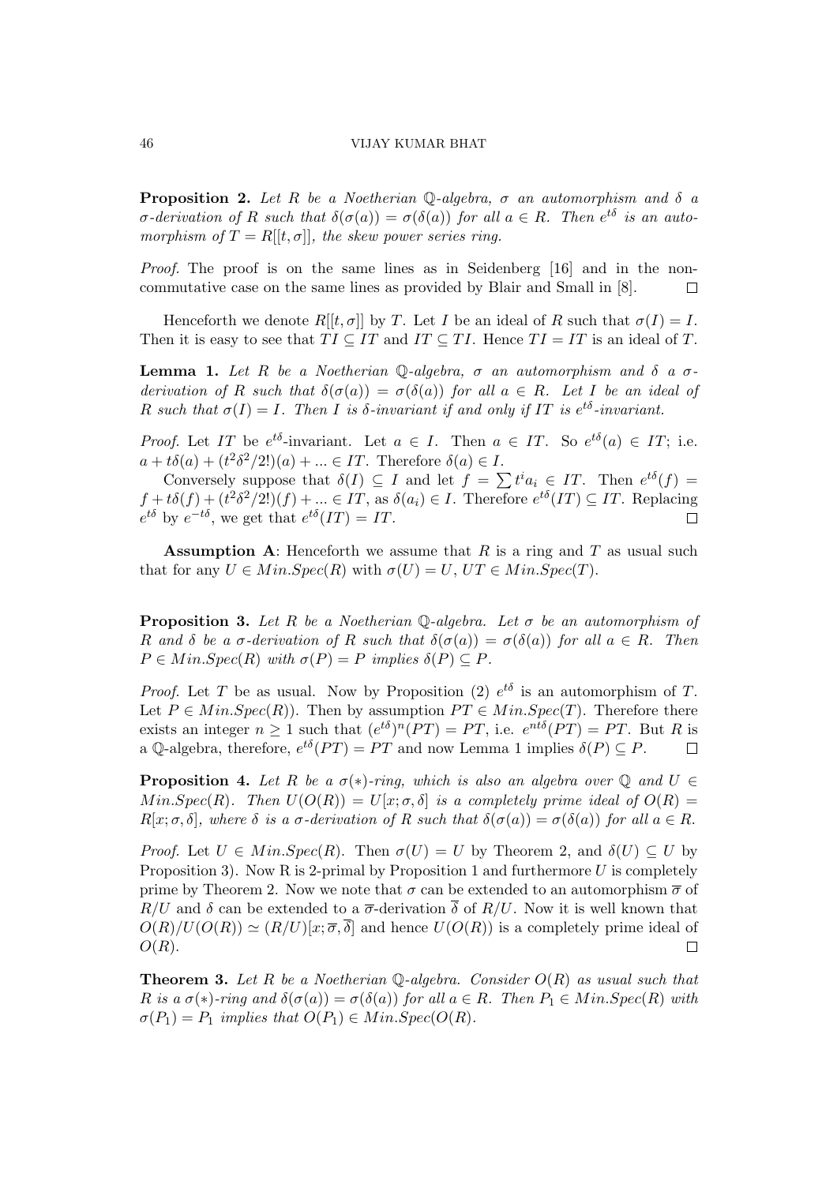**Proposition 2.** *Let $R$ be a Noetherian $\mathbb{Q}$-algebra, $\sigma$ an automorphism and $\delta$ a $\sigma$-derivation of $R$ such that $\delta(\sigma(a)) = \sigma(\delta(a))$ for all $a \in R$. Then $e^{t\delta}$ is an automorphism of $T = R[[t, \sigma]]$, the skew power series ring.*

*Proof.* The proof is on the same lines as in Seidenberg [16] and in the non-commutative case on the same lines as provided by Blair and Small in [8]. $\square$

Henceforth we denote $R[[t, \sigma]]$ by $T$. Let $I$ be an ideal of $R$ such that $\sigma(I) = I$. Then it is easy to see that $TI \subseteq IT$ and $IT \subseteq TI$. Hence $TI = IT$ is an ideal of $T$.

**Lemma 1.** *Let $R$ be a Noetherian $\mathbb{Q}$-algebra, $\sigma$ an automorphism and $\delta$ a $\sigma$-derivation of $R$ such that $\delta(\sigma(a)) = \sigma(\delta(a))$ for all $a \in R$. Let $I$ be an ideal of $R$ such that $\sigma(I) = I$. Then $I$ is $\delta$-invariant if and only if $IT$ is $e^{t\delta}$-invariant.*

*Proof.* Let $IT$ be $e^{t\delta}$-invariant. Let $a \in I$. Then $a \in IT$. So $e^{t\delta}(a) \in IT$; i.e. $a + t\delta(a) + (t^2\delta^2/2!)(a) + ... \in IT$. Therefore $\delta(a) \in I$.

Conversely suppose that $\delta(I) \subseteq I$ and let $f = \sum t^i a_i \in IT$. Then $e^{t\delta}(f) = f + t\delta(f) + (t^2\delta^2/2!)(f) + ... \in IT$, as $\delta(a_i) \in I$. Therefore $e^{t\delta}(IT) \subseteq IT$. Replacing $e^{t\delta}$ by $e^{-t\delta}$, we get that $e^{t\delta}(IT) = IT$. $\square$

**Assumption A**: Henceforth we assume that $R$ is a ring and $T$ as usual such that for any $U \in Min.Spec(R)$ with $\sigma(U) = U$, $UT \in Min.Spec(T)$.

**Proposition 3.** *Let $R$ be a Noetherian $\mathbb{Q}$-algebra. Let $\sigma$ be an automorphism of $R$ and $\delta$ be a $\sigma$-derivation of $R$ such that $\delta(\sigma(a)) = \sigma(\delta(a))$ for $a \in R$. Then $P \in Min.Spec(R)$ with $\sigma(P) = P$ implies $\delta(P) \subseteq P$.*

*Proof.* Let $T$ be as usual. Now by Proposition (2) $e^{t\delta}$ is an automorphism of $T$. Let $P \in Min.Spec(R)$). Then by assumption $PT \in Min.Spec(T)$. Therefore there exists an integer $n \geq 1$ such that $(e^{t\delta})^n(PT) = PT$, i.e. $e^{nt\delta}(PT) = PT$. But $R$ is a $\mathbb{Q}$-algebra, therefore, $e^{t\delta}(PT) = PT$ and now Lemma 1 implies $\delta(P) \subseteq P$. $\square$

**Proposition 4.** *Let $R$ be a $\sigma(*)$-ring, which is also an algebra over $\mathbb{Q}$ and $U \in Min.Spec(R)$. Then $U(O(R)) = U[x; \sigma, \delta]$ is a completely prime ideal of $O(R) = R[x; \sigma, \delta]$, where $\delta$ is a $\sigma$-derivation of $R$ such that $\delta(\sigma(a)) = \sigma(\delta(a))$ for all $a \in R$.*

*Proof.* Let $U \in Min.Spec(R)$. Then $\sigma(U) = U$ by Theorem 2, and $\delta(U) \subseteq U$ by Proposition 3). Now R is 2-primal by Proposition 1 and furthermore $U$ is completely prime by Theorem 2. Now we note that $\sigma$ can be extended to an automorphism $\overline{\sigma}$ of $R/U$ and $\delta$ can be extended to a $\overline{\sigma}$-derivation $\overline{\delta}$ of $R/U$. Now it is well known that $O(R)/U(O(R)) \simeq (R/U)[x; \overline{\sigma}, \overline{\delta}]$ and hence $U(O(R))$ is a completely prime ideal of $O(R)$. $\square$

**Theorem 3.** *Let $R$ be a Noetherian $\mathbb{Q}$-algebra. Consider $O(R)$ as usual such that $R$ is a $\sigma(*)$-ring and $\delta(\sigma(a)) = \sigma(\delta(a))$ for all $a \in R$. Then $P_1 \in Min.Spec(R)$ with $\sigma(P_1) = P_1$ implies that $O(P_1) \in Min.Spec(O(R))$.*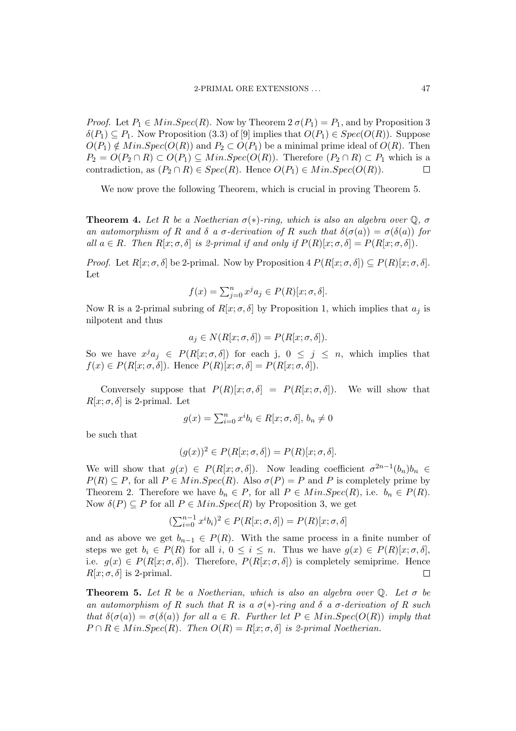*Proof.* Let $P_1 \in Min.Spec(R)$. Now by Theorem 2 $\sigma(P_1) = P_1$, and by Proposition 3 $\delta(P_1) \subseteq P_1$. Now Proposition (3.3) of [9] implies that $O(P_1) \in Spec(O(R))$. Suppose $O(P_1) \notin Min.Spec(O(R))$ and $P_2 \subset O(P_1)$ be a minimal prime ideal of $O(R)$. Then $P_2 = O(P_2 \cap R) \subset O(P_1) \subseteq Min.Spec(O(R))$. Therefore $(P_2 \cap R) \subset P_1$ which is a contradiction, as $(P_2 \cap R) \in Spec(R)$. Hence $O(P_1) \in Min.Spec(O(R))$. □

We now prove the following Theorem, which is crucial in proving Theorem 5.

**Theorem 4.** *Let $R$ be a Noetherian $\sigma(*)$-ring, which is also an algebra over $\mathbb{Q}$, $\sigma$ an automorphism of $R$ and $\delta$ a $\sigma$-derivation of $R$ such that $\delta(\sigma(a)) = \sigma(\delta(a))$ for all $a \in R$. Then $R[x;\sigma,\delta]$ is 2-primal if and only if $P(R)[x;\sigma,\delta] = P(R[x;\sigma,\delta])$.*

*Proof.* Let $R[x;\sigma,\delta]$ be 2-primal. Now by Proposition 4 $P(R[x;\sigma,\delta]) \subseteq P(R)[x;\sigma,\delta]$. Let

$$f(x) = \textstyle\sum_{j=0}^{n} x^j a_j \in P(R)[x;\sigma,\delta].$$

Now R is a 2-primal subring of $R[x;\sigma,\delta]$ by Proposition 1, which implies that $a_j$ is nilpotent and thus

$$a_j \in N(R[x;\sigma,\delta]) = P(R[x;\sigma,\delta]).$$

So we have $x^j a_j \in P(R[x;\sigma,\delta])$ for each j, $0 \leq j \leq n$, which implies that $f(x) \in P(R[x;\sigma,\delta])$. Hence $P(R)[x;\sigma,\delta] = P(R[x;\sigma,\delta])$.

Conversely suppose that $P(R)[x;\sigma,\delta] = P(R[x;\sigma,\delta])$. We will show that $R[x;\sigma,\delta]$ is 2-primal. Let

$$g(x) = \textstyle\sum_{i=0}^{n} x^i b_i \in R[x;\sigma,\delta],\ b_n \neq 0$$

be such that

$$(g(x))^2 \in P(R[x;\sigma,\delta]) = P(R)[x;\sigma,\delta].$$

We will show that $g(x) \in P(R[x;\sigma,\delta])$. Now leading coefficient $\sigma^{2n-1}(b_n)b_n \in P(R) \subseteq P$, for all $P \in Min.Spec(R)$. Also $\sigma(P) = P$ and $P$ is completely prime by Theorem 2. Therefore we have $b_n \in P$, for all $P \in Min.Spec(R)$, i.e. $b_n \in P(R)$. Now $\delta(P) \subseteq P$ for all $P \in Min.Spec(R)$ by Proposition 3, we get

$$(\textstyle\sum_{i=0}^{n-1} x^i b_i)^2 \in P(R[x;\sigma,\delta]) = P(R)[x;\sigma,\delta]$$

and as above we get $b_{n-1} \in P(R)$. With the same process in a finite number of steps we get $b_i \in P(R)$ for all $i$, $0 \leq i \leq n$. Thus we have $g(x) \in P(R)[x;\sigma,\delta]$, i.e. $g(x) \in P(R[x;\sigma,\delta])$. Therefore, $P(R[x;\sigma,\delta])$ is completely semiprime. Hence $R[x;\sigma,\delta]$ is 2-primal. □

**Theorem 5.** *Let $R$ be a Noetherian, which is also an algebra over $\mathbb{Q}$. Let $\sigma$ be an automorphism of $R$ such that $R$ is a $\sigma(*)$-ring and $\delta$ a $\sigma$-derivation of $R$ such that $\delta(\sigma(a)) = \sigma(\delta(a))$ for all $a \in R$. Further let $P \in Min.Spec(O(R))$ imply that $P \cap R \in Min.Spec(R)$. Then $O(R) = R[x;\sigma,\delta]$ is 2-primal Noetherian.*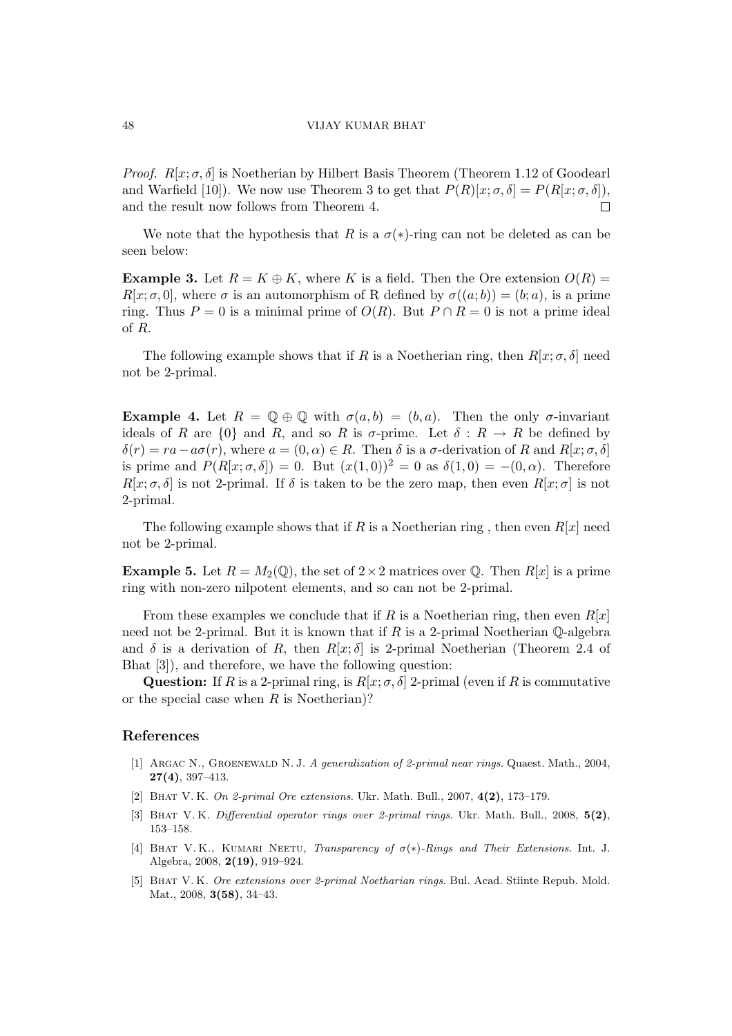*Proof.* $R[x;\sigma,\delta]$ is Noetherian by Hilbert Basis Theorem (Theorem 1.12 of Goodearl and Warfield [10]). We now use Theorem 3 to get that $P(R)[x;\sigma,\delta] = P(R[x;\sigma,\delta])$, and the result now follows from Theorem 4. □

We note that the hypothesis that $R$ is a $\sigma(*)$-ring can not be deleted as can be seen below:

**Example 3.** Let $R = K \oplus K$, where $K$ is a field. Then the Ore extension $O(R) = R[x;\sigma,0]$, where $\sigma$ is an automorphism of R defined by $\sigma((a;b)) = (b;a)$, is a prime ring. Thus $P = 0$ is a minimal prime of $O(R)$. But $P \cap R = 0$ is not a prime ideal of $R$.

The following example shows that if $R$ is a Noetherian ring, then $R[x;\sigma,\delta]$ need not be 2-primal.

**Example 4.** Let $R = \mathbb{Q} \oplus \mathbb{Q}$ with $\sigma(a,b) = (b,a)$. Then the only $\sigma$-invariant ideals of $R$ are $\{0\}$ and $R$, and so $R$ is $\sigma$-prime. Let $\delta : R \to R$ be defined by $\delta(r) = ra - a\sigma(r)$, where $a = (0,\alpha) \in R$. Then $\delta$ is a $\sigma$-derivation of $R$ and $R[x;\sigma,\delta]$ is prime and $P(R[x;\sigma,\delta]) = 0$. But $(x(1,0))^2 = 0$ as $\delta(1,0) = -(0,\alpha)$. Therefore $R[x;\sigma,\delta]$ is not 2-primal. If $\delta$ is taken to be the zero map, then even $R[x;\sigma]$ is not 2-primal.

The following example shows that if $R$ is a Noetherian ring , then even $R[x]$ need not be 2-primal.

**Example 5.** Let $R = M_2(\mathbb{Q})$, the set of $2 \times 2$ matrices over $\mathbb{Q}$. Then $R[x]$ is a prime ring with non-zero nilpotent elements, and so can not be 2-primal.

From these examples we conclude that if $R$ is a Noetherian ring, then even $R[x]$ need not be 2-primal. But it is known that if $R$ is a 2-primal Noetherian $\mathbb{Q}$-algebra and $\delta$ is a derivation of $R$, then $R[x;\delta]$ is 2-primal Noetherian (Theorem 2.4 of Bhat [3]), and therefore, we have the following question:

**Question:** If $R$ is a 2-primal ring, is $R[x;\sigma,\delta]$ 2-primal (even if $R$ is commutative or the special case when $R$ is Noetherian)?

## References

[1] Argac N., Groenewald N. J. *A generalization of 2-primal near rings.* Quaest. Math., 2004, **27(4)**, 397–413.

[2] Bhat V. K. *On 2-primal Ore extensions.* Ukr. Math. Bull., 2007, **4(2)**, 173–179.

[3] Bhat V. K. *Differential operator rings over 2-primal rings.* Ukr. Math. Bull., 2008, **5(2)**, 153–158.

[4] Bhat V. K., Kumari Neetu, *Transparency of $\sigma(*)$-Rings and Their Extensions.* Int. J. Algebra, 2008, **2(19)**, 919–924.

[5] Bhat V. K. *Ore extensions over 2-primal Noetharian rings.* Bul. Acad. Stiinte Repub. Mold. Mat., 2008, **3(58)**, 34–43.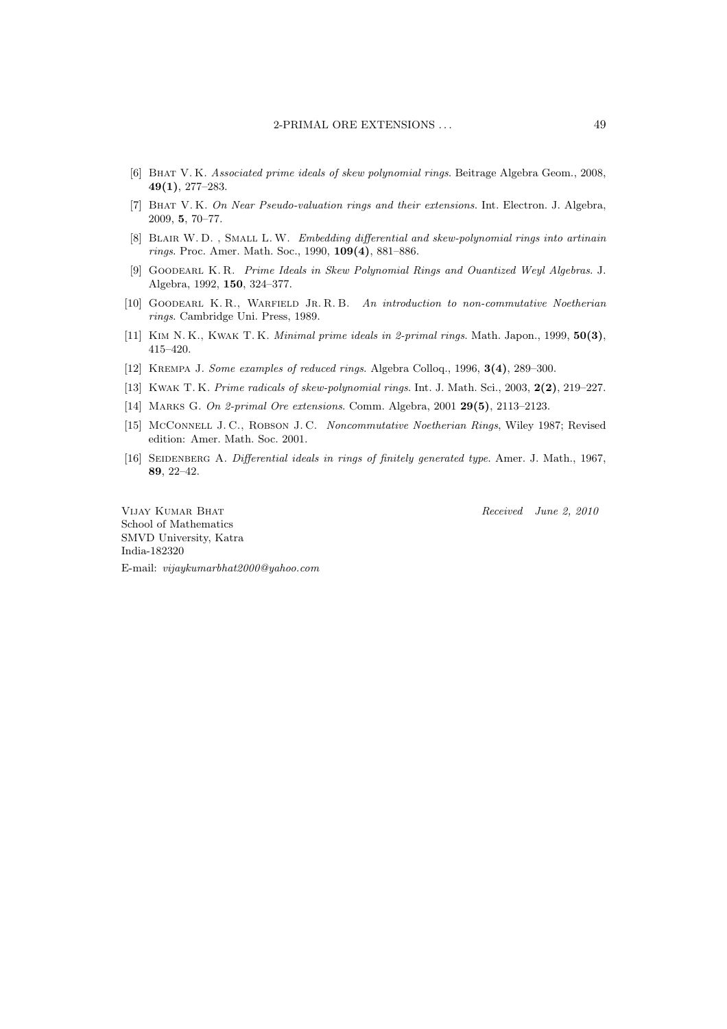[6] Bhat V. K. *Associated prime ideals of skew polynomial rings*. Beitrage Algebra Geom., 2008, **49(1)**, 277–283.

[7] Bhat V. K. *On Near Pseudo-valuation rings and their extensions*. Int. Electron. J. Algebra, 2009, **5**, 70–77.

[8] Blair W. D. , Small L. W. *Embedding differential and skew-polynomial rings into artinain rings*. Proc. Amer. Math. Soc., 1990, **109(4)**, 881–886.

[9] Goodearl K. R. *Prime Ideals in Skew Polynomial Rings and Ouantized Weyl Algebras*. J. Algebra, 1992, **150**, 324–377.

[10] Goodearl K. R., Warfield Jr. R. B. *An introduction to non-commutative Noetherian rings*. Cambridge Uni. Press, 1989.

[11] Kim N. K., Kwak T. K. *Minimal prime ideals in 2-primal rings*. Math. Japon., 1999, **50(3)**, 415–420.

[12] Krempa J. *Some examples of reduced rings*. Algebra Colloq., 1996, **3(4)**, 289–300.

[13] Kwak T. K. *Prime radicals of skew-polynomial rings*. Int. J. Math. Sci., 2003, **2(2)**, 219–227.

[14] Marks G. *On 2-primal Ore extensions*. Comm. Algebra, 2001 **29(5)**, 2113–2123.

[15] McConnell J. C., Robson J. C. *Noncommutative Noetherian Rings*, Wiley 1987; Revised edition: Amer. Math. Soc. 2001.

[16] Seidenberg A. *Differential ideals in rings of finitely generated type*. Amer. J. Math., 1967, **89**, 22–42.

Vijay Kumar Bhat
School of Mathematics
SMVD University, Katra
India-182320

E-mail: *vijaykumarbhat2000@yahoo.com*

*Received June 2, 2010*